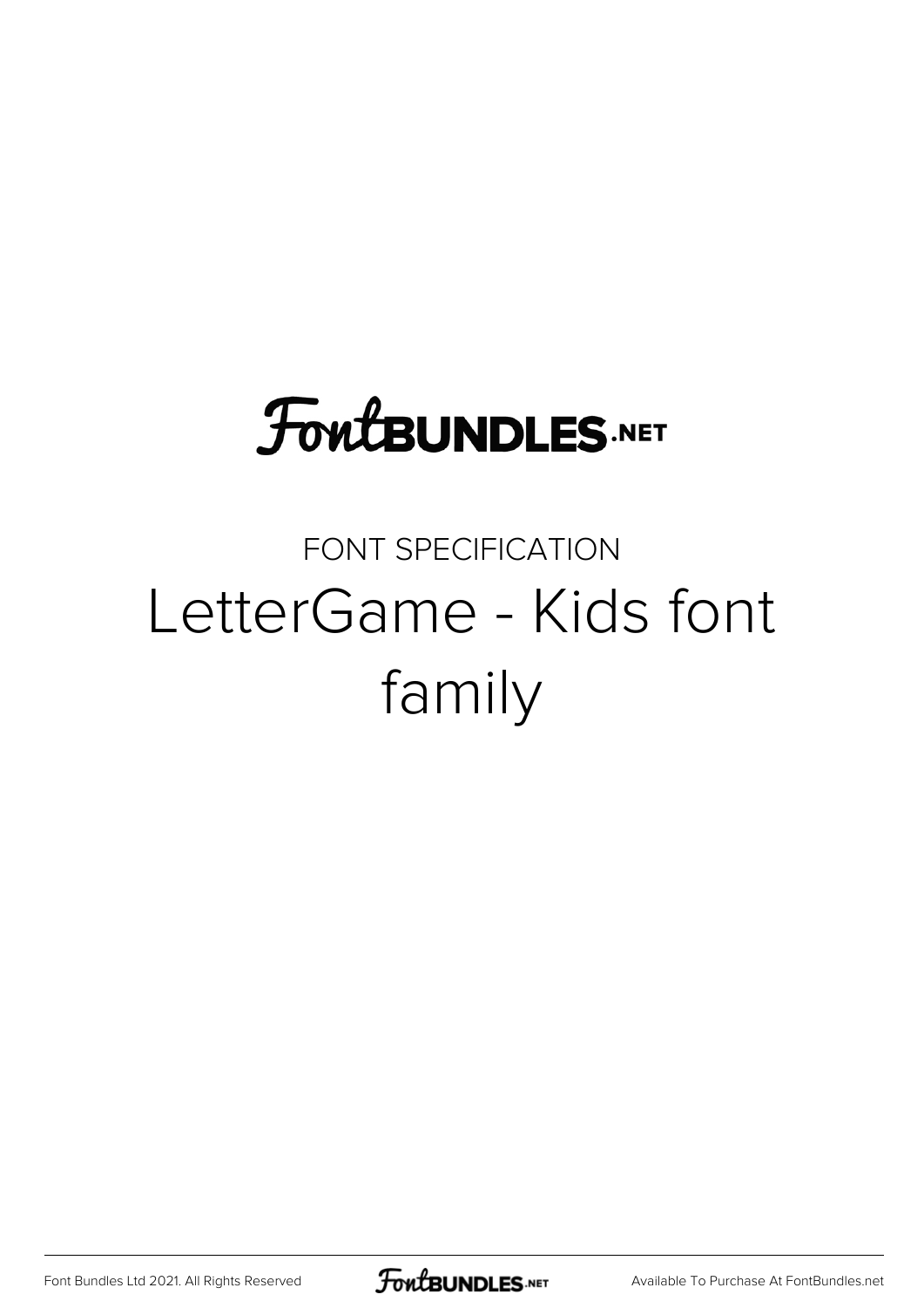FontBUNDLES.NET

FONT SPECIFICATION

# LetterGame - Kids font family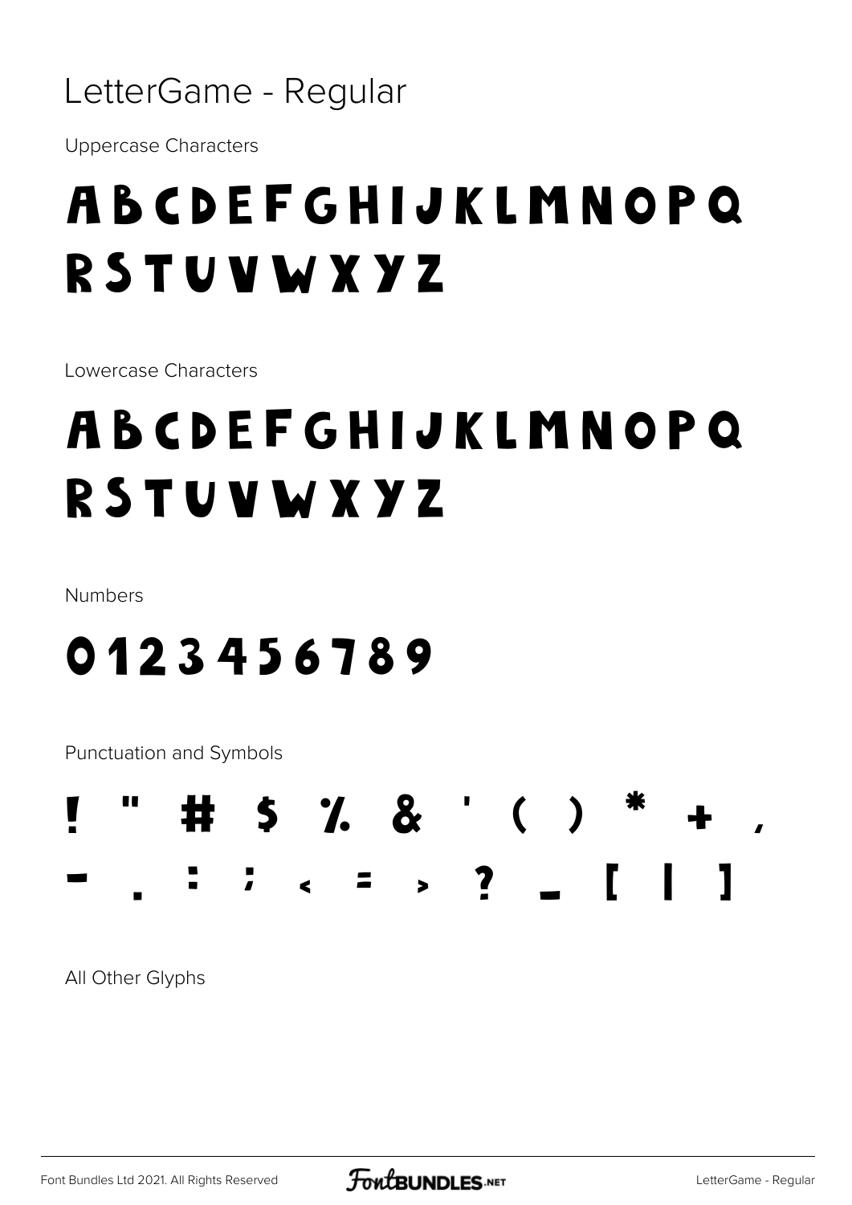# LetterGame - Regular

Uppercase Characters

ABCDEFGHIJKLMNOPQ
RSTUVWXYZ

Lowercase Characters

ABCDEFGHIJKLMNOPQ
RSTUVWXYZ

Numbers

0123456789

Punctuation and Symbols

! " # $ % & ' ( ) * + ,
- . : ; < = > ? _ [ | ]

All Other Glyphs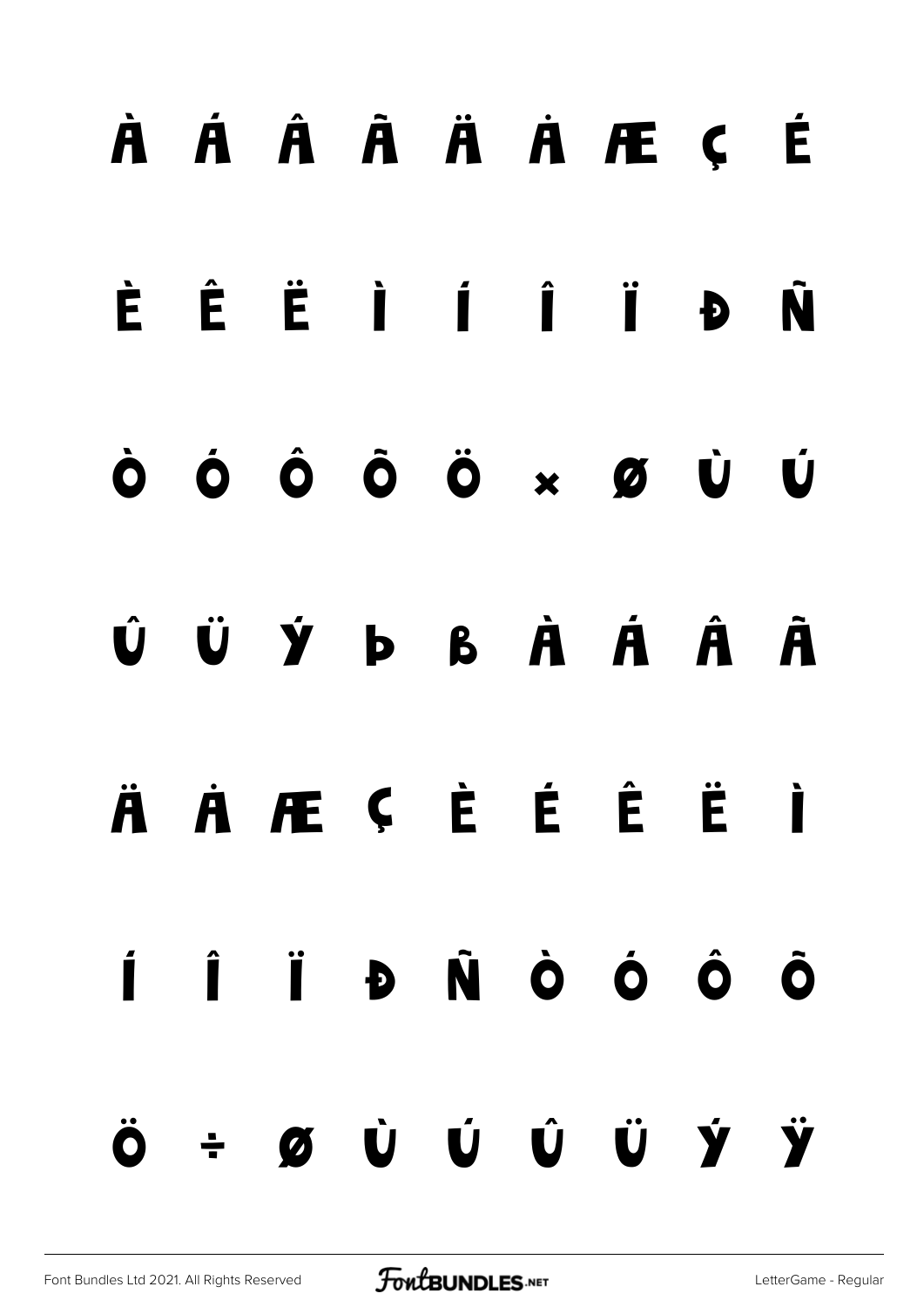À Á Â Ã Ä Å Æ Ç É

È Ê Ë Ì Í Î Ï Ð Ñ

Ò Ó Ô Õ Ö × Ø Ù Ú

Û Ü Ý Þ ß à á â ã

ä å æ ç è é ê ë ì

í î ï ð ñ ò ó ô õ

ö ÷ ø ù ú û ü ý ÿ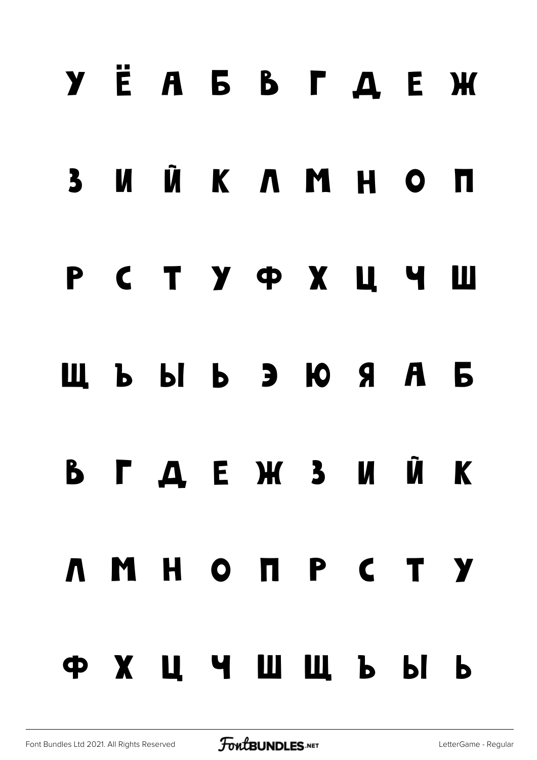У Ё А Б В Г Д Е Ж

З И Й К Л М Н О П

Р С Т У Ф Х Ц Ч Ш

Щ Ъ Ы Ь Э Ю Я А Б

В Г Д Е Ж З И Й К

Л М Н О П Р С Т У

Ф Х Ц Ч Ш Щ Ъ Ы Ь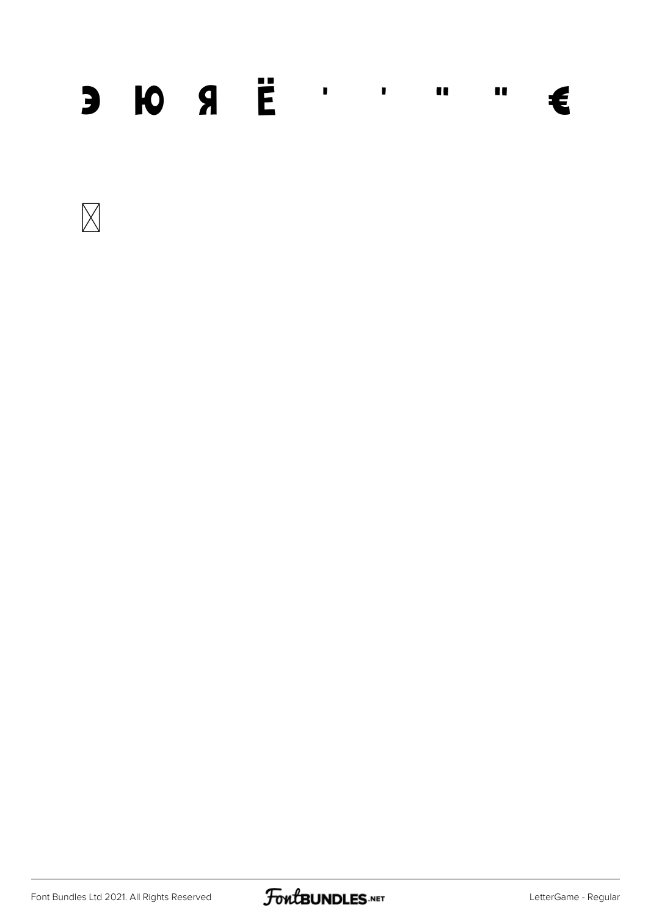Э Ю Я Ё ' ' " " €

⊠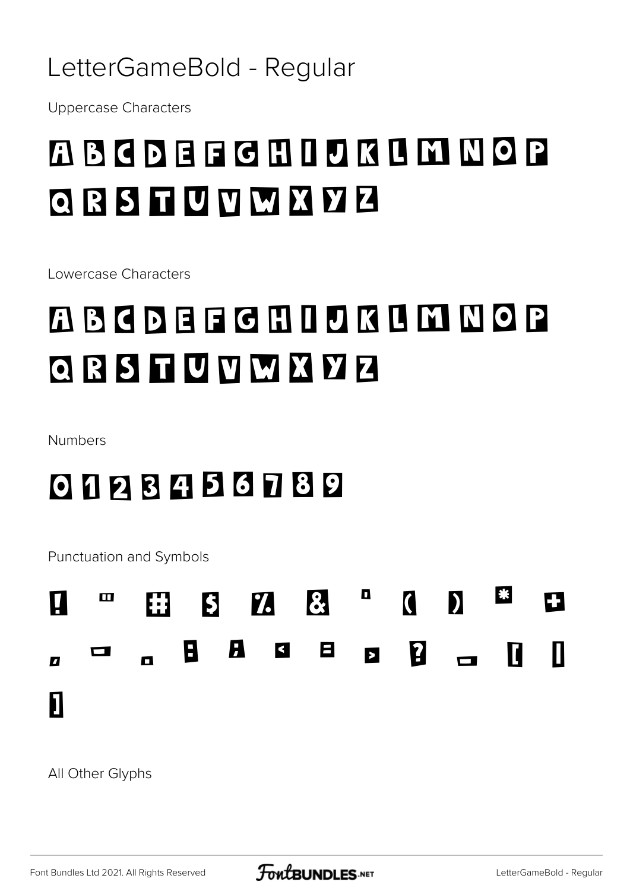# LetterGameBold - Regular

Uppercase Characters

A B C D E F G H I J K L M N O P
Q R S T U V W X Y Z

Lowercase Characters

A B C D E F G H I J K L M N O P
Q R S T U V W X Y Z

Numbers

0 1 2 3 4 5 6 7 8 9

Punctuation and Symbols

! " # $ % & ' ( ) * +
, - . : ; < = > ? _ [ |
]

All Other Glyphs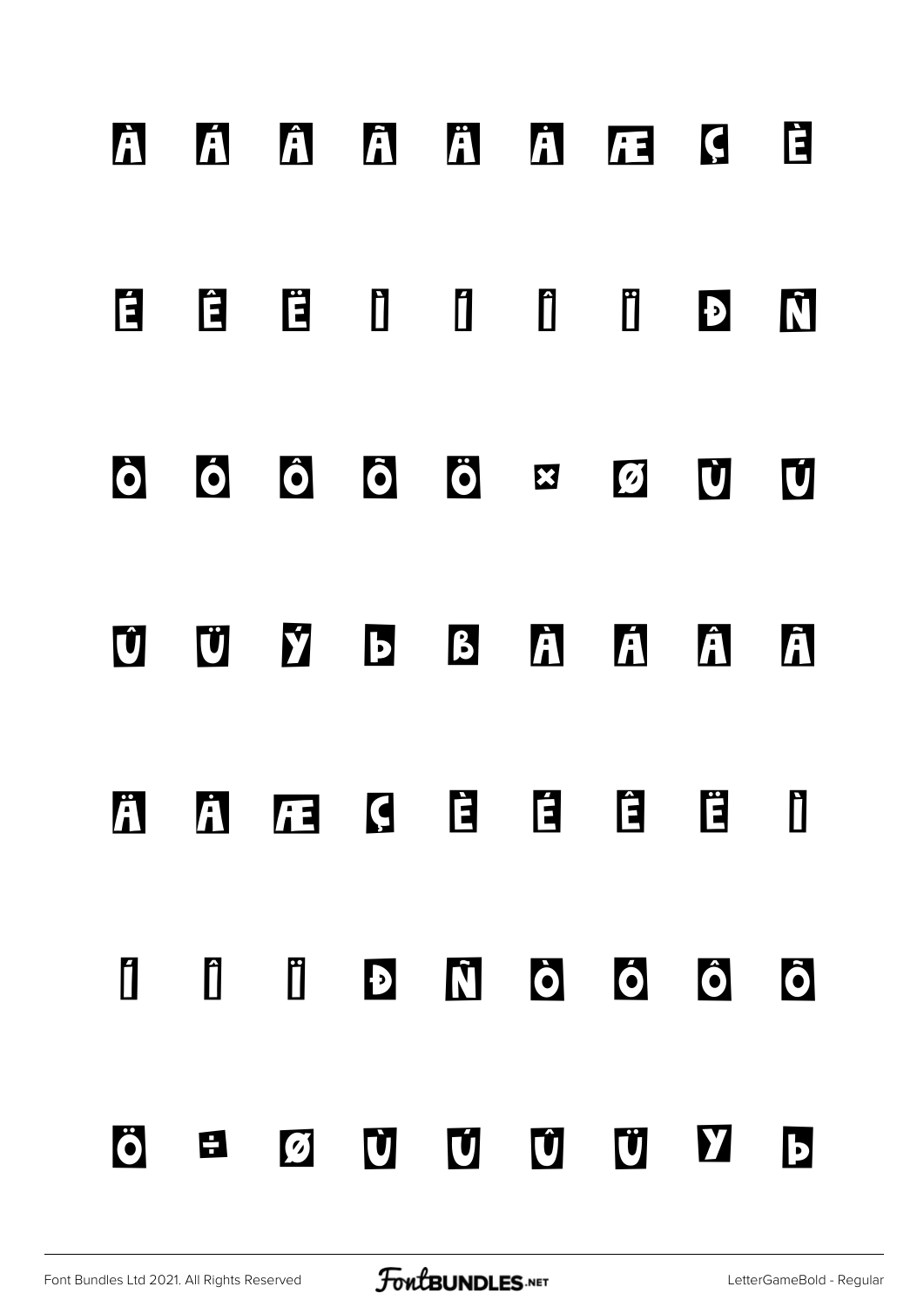À Á Â Ã Ä Å Æ Ç È

É Ê Ë Ì Í Î Ï Ð Ñ

Ò Ó Ô Õ Ö × Ø Ù Ú

Û Ü Ý Þ ß à á â ã

ä å æ ç è é ê ë ì

í î ï ð ñ ò ó ô õ

ö ÷ ø ù ú û ü ý þ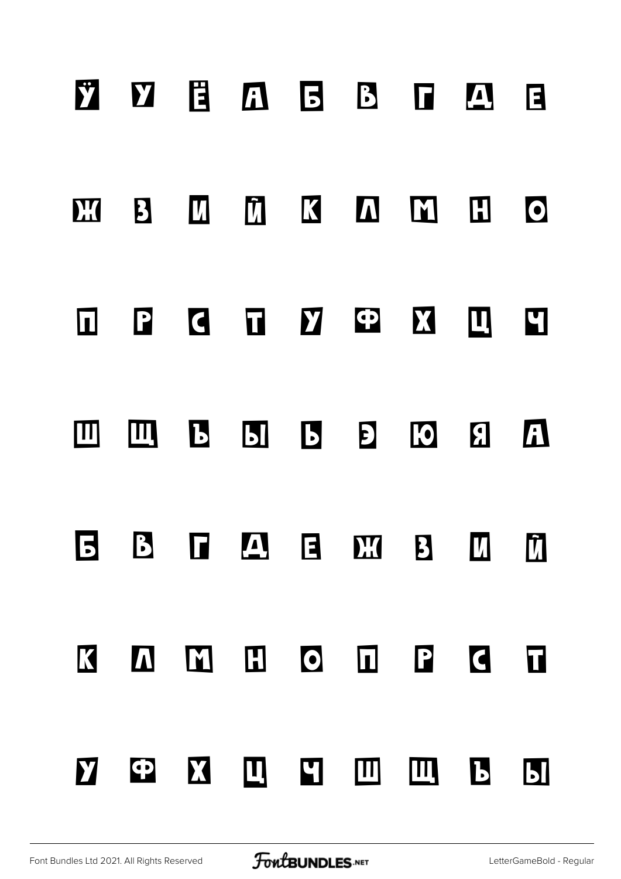Ў У Ё А Б В Г Д Е

Ж З И Й К Л М Н О

П Р С Т У Ф Х Ц Ч

Ш Щ Ъ Ы Ь Э Ю Я А

Б В Г Д Е Ж З И Й

К Л М Н О П Р С Т

У Ф Х Ц Ч Ш Щ Ъ Ы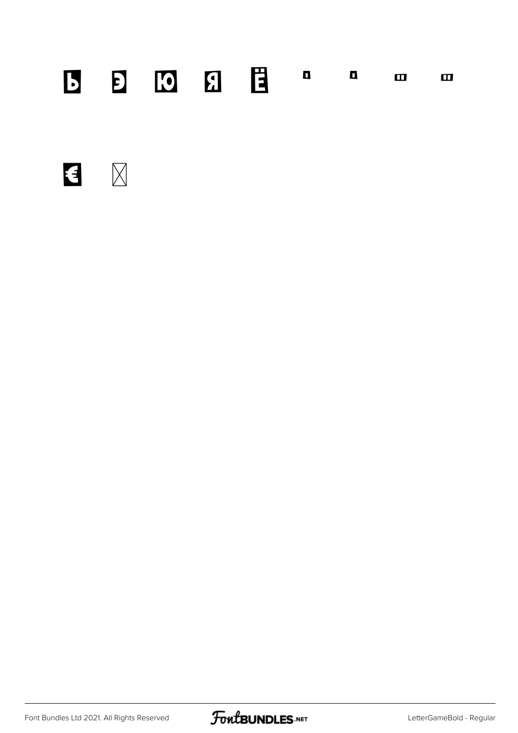Ь Э Ю Я Ё ' ' " "

€ ⌧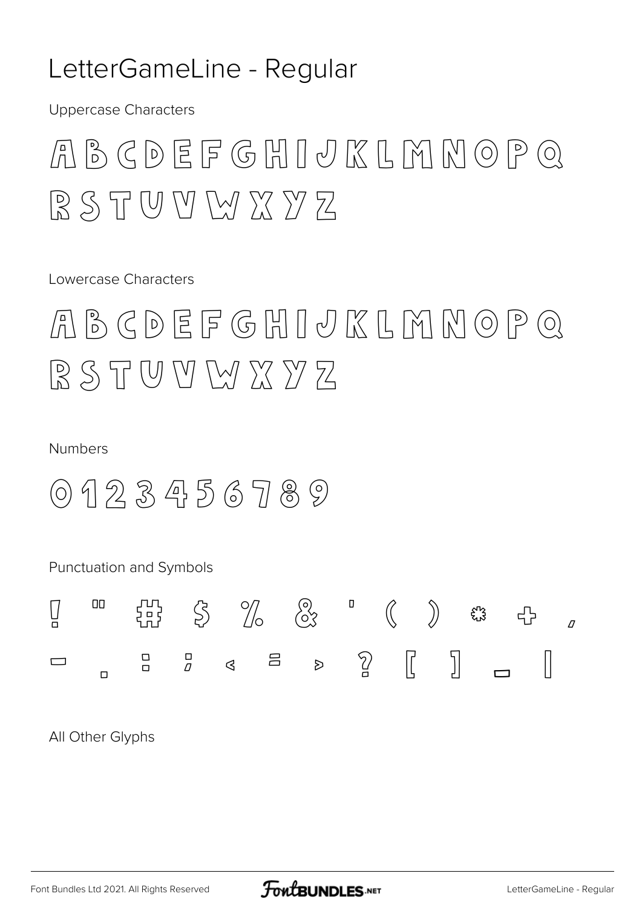# LetterGameLine - Regular

Uppercase Characters

A B C D E F G H I J K L M N O P Q
R S T U V W X Y Z

Lowercase Characters

A B C D E F G H I J K L M N O P Q
R S T U V W X Y Z

Numbers

0 1 2 3 4 5 6 7 8 9

Punctuation and Symbols

! " # $ % & ' ( ) * + ,
- . : ; < = > ? [ ] _ |

All Other Glyphs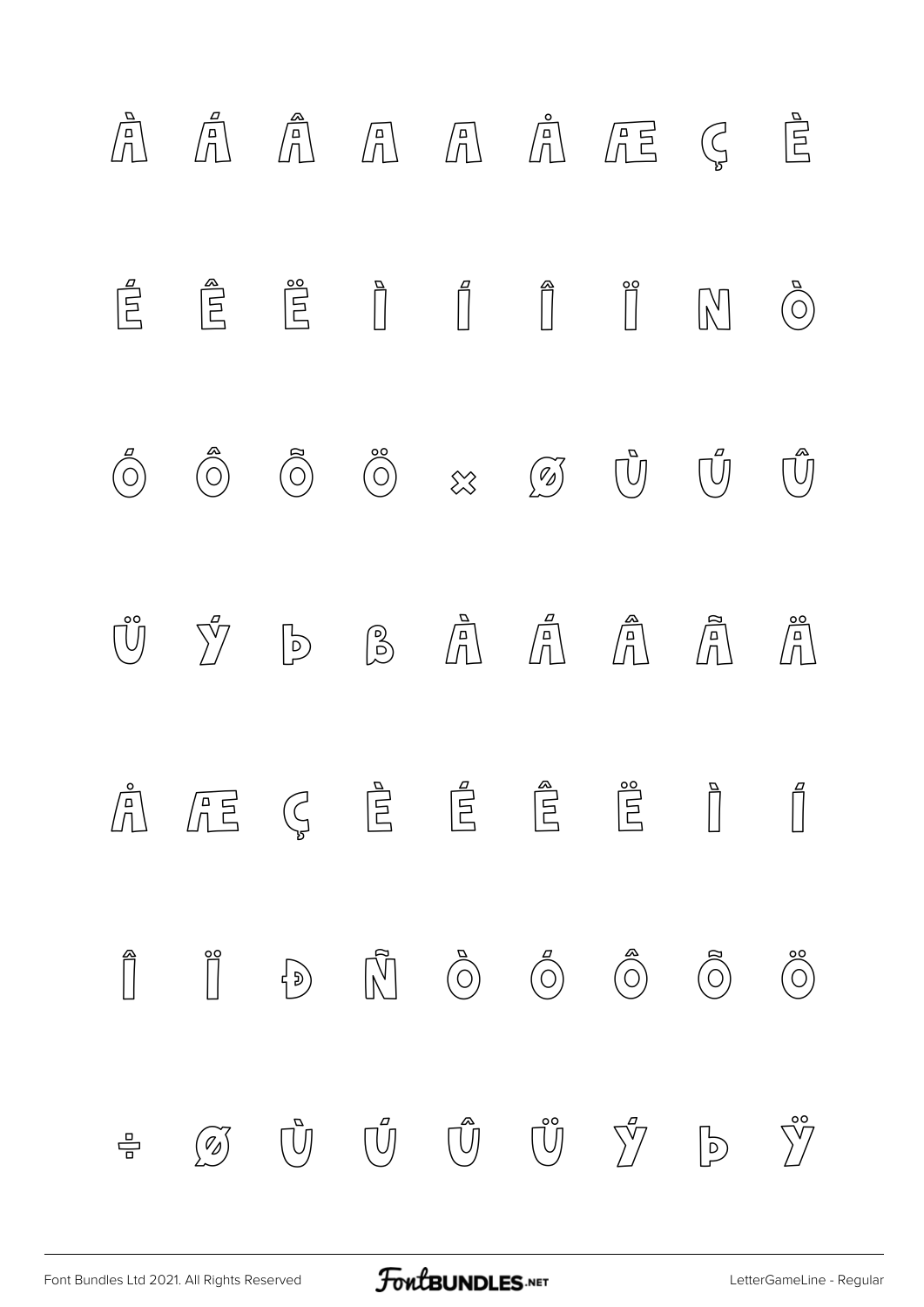À Á Â Ã Ä Å Æ Ç È

É Ê Ë Ì Í Î Ï Ñ Ò

Ó Ô Õ Ö × Ø Ù Ú Û

Ü Ý Þ ß à á â ã ä

å æ ç è é ê ë ì í

î ï ð ñ ò ó ô õ ö

÷ ø ù ú û ü ý þ ÿ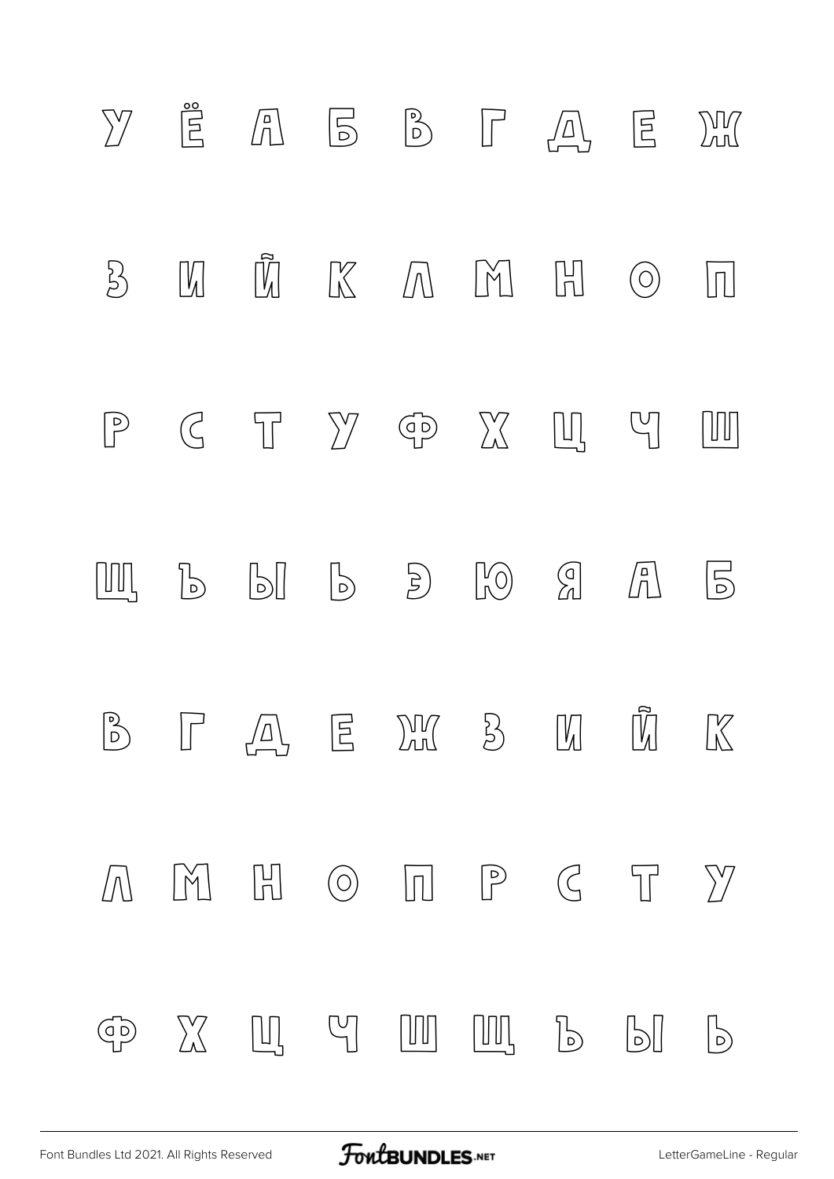У Ё А Б В Г Д Е Ж

З И Й К Л М Н О П

Р С Т У Ф Х Ц Ч Ш

Щ Ъ Ы Ь Э Ю Я А Б

В Г Д Е Ж З И Й К

Л М Н О П Р С Т У

Ф Х Ц Ч Ш Щ Ъ Ы Ь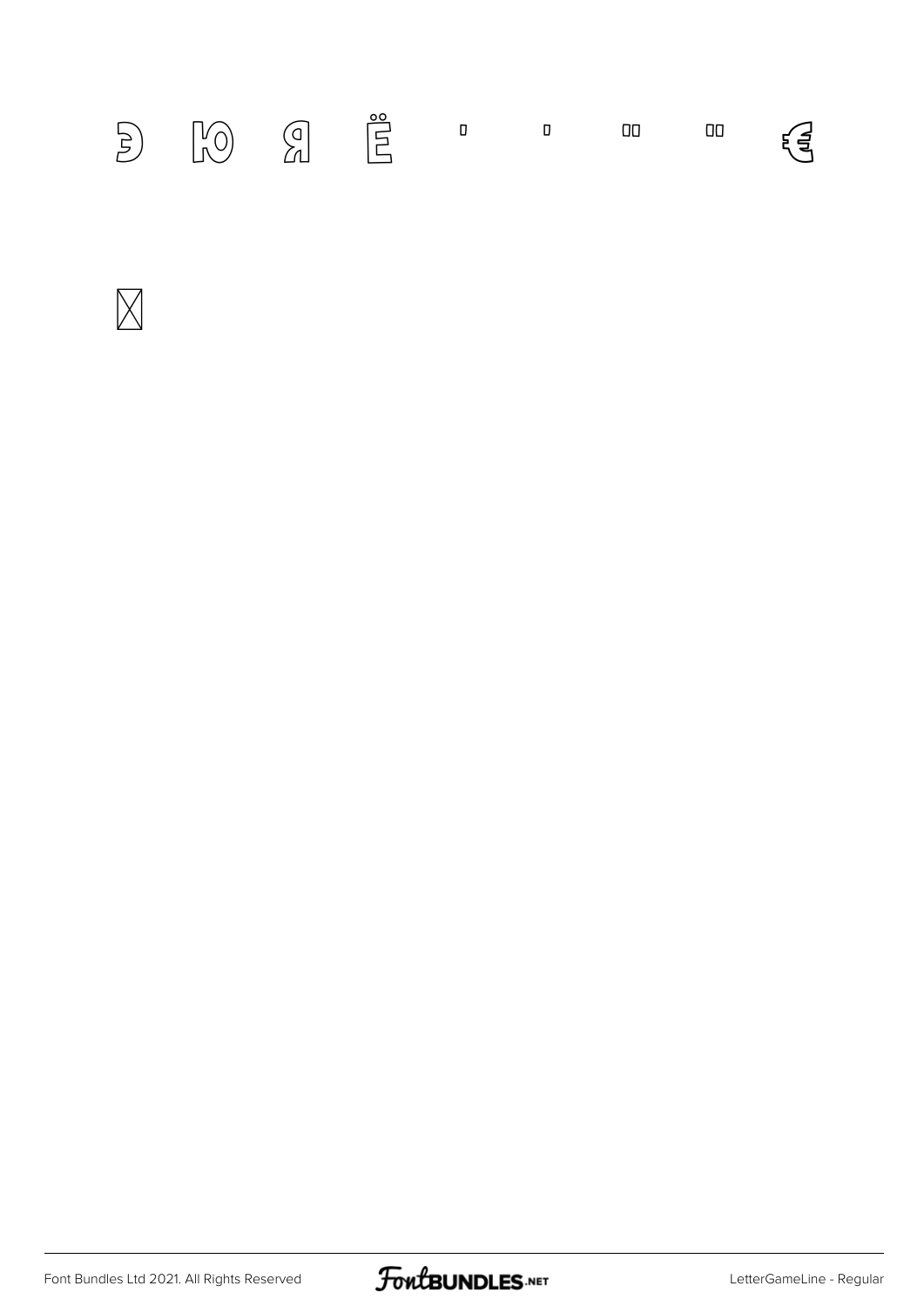Э Ю Я Ё ' ' " " €

☒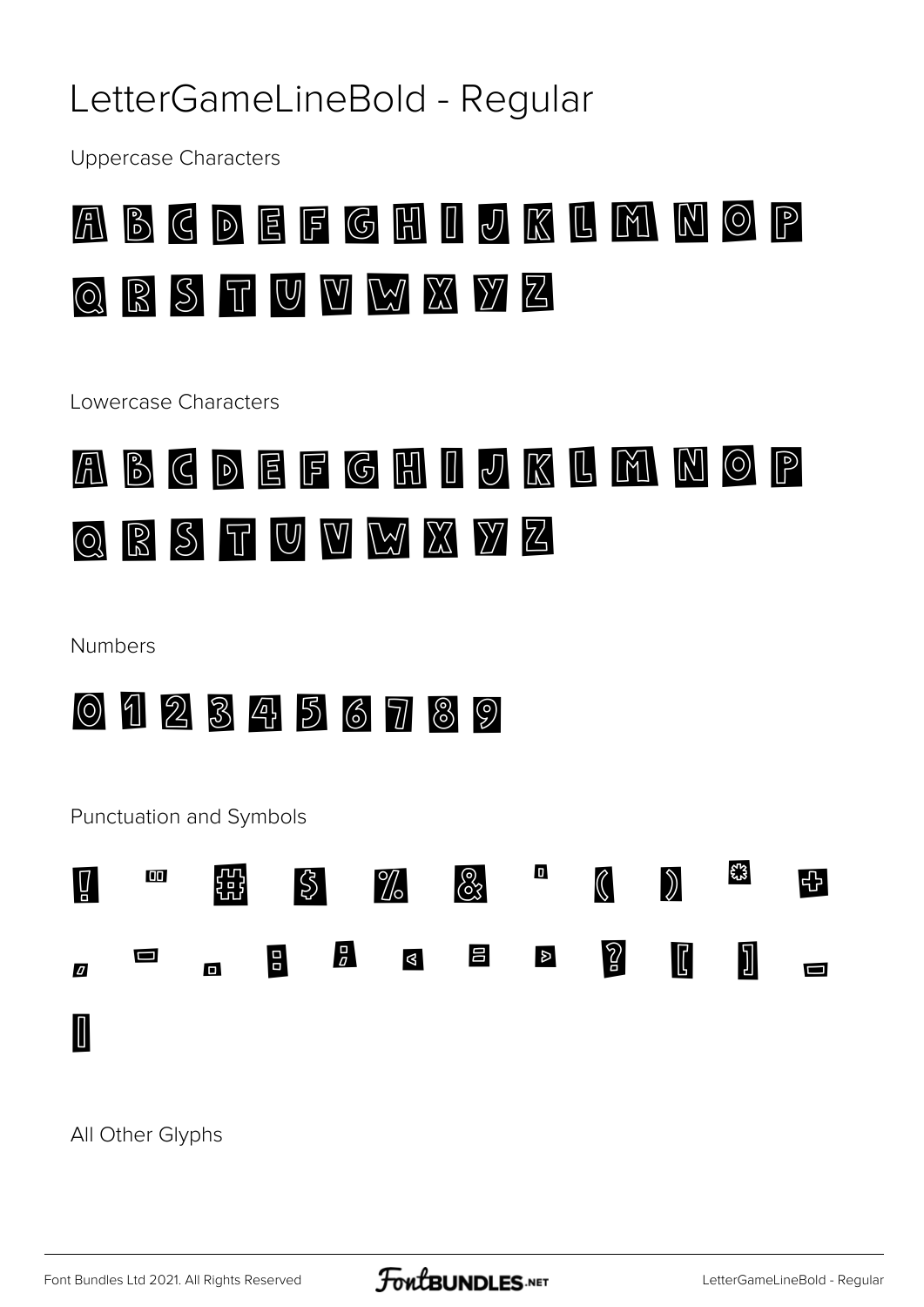# LetterGameLineBold - Regular

Uppercase Characters

A B C D E F G H I J K L M N O P

Q R S T U V W X Y Z

Lowercase Characters

A B C D E F G H I J K L M N O P

Q R S T U V W X Y Z

Numbers

0 1 2 3 4 5 6 7 8 9

Punctuation and Symbols

! " # $ % & ' ( ) * +

, - . / : ; < = > ? [ ] _

|

All Other Glyphs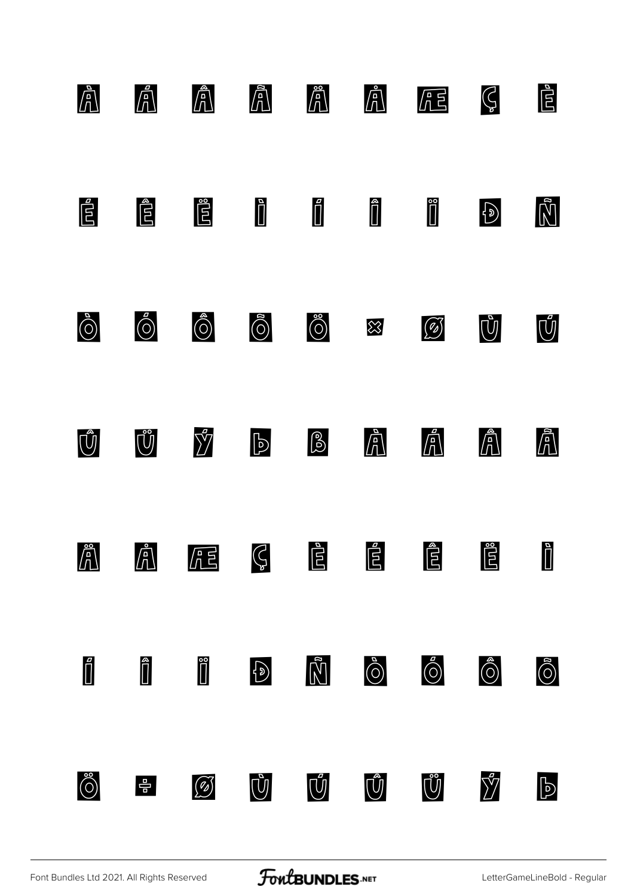À Á Â Ã Ä Å Æ Ç È

É Ê Ë Ì Í Î Ï Ð Ñ

Ò Ó Ô Õ Ö × Ø Ù Ú

Û Ü Ý Þ ß à á â ã

ä å æ ç è é ê ë ì

í î ï ð ñ ò ó ô õ

ö ÷ ø ù ú û ü ý þ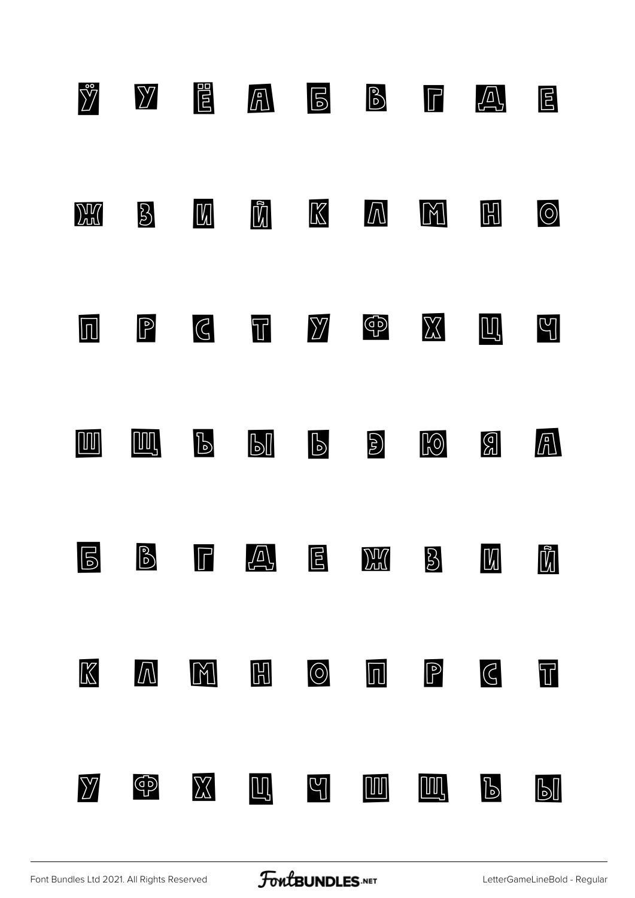Ў У Ё А Б В Г Д Е

Ж З И Й К Л М Н О

П Р С Т У Ф Х Ц Ч

Ш Щ Ъ Ы Ь Э Ю Я А

Б В Г Д Е Ж З И Й

К Л М Н О П Р С Т

У Ф Х Ц Ч Ш Щ Ъ Ы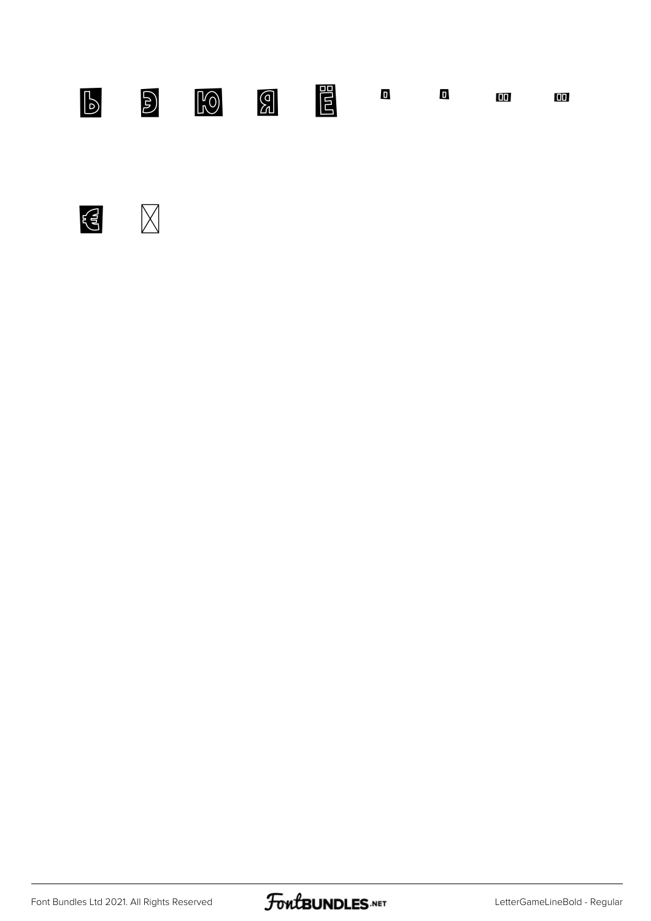Ь Э Ю Я Ё

€ ⊠